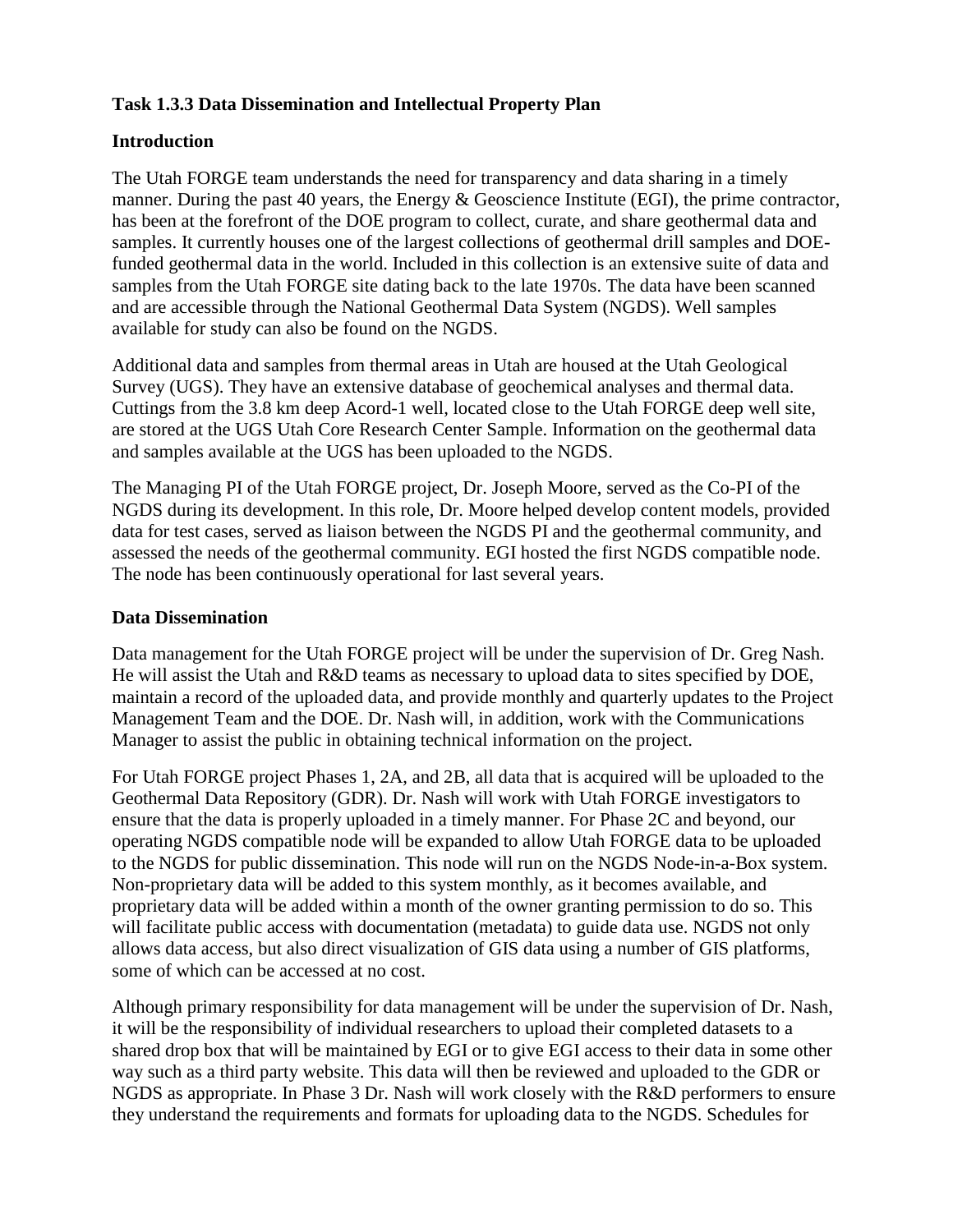**Task 1.3.3 Data Dissemination and Intellectual Property Plan**

**Introduction**

The Utah FORGE team understands the need for transparency and data sharing in a timely manner. During the past 40 years, the Energy & Geoscience Institute (EGI), the prime contractor, has been at the forefront of the DOE program to collect, curate, and share geothermal data and samples. It currently houses one of the largest collections of geothermal drill samples and DOE-funded geothermal data in the world. Included in this collection is an extensive suite of data and samples from the Utah FORGE site dating back to the late 1970s. The data have been scanned and are accessible through the National Geothermal Data System (NGDS). Well samples available for study can also be found on the NGDS.

Additional data and samples from thermal areas in Utah are housed at the Utah Geological Survey (UGS). They have an extensive database of geochemical analyses and thermal data. Cuttings from the 3.8 km deep Acord-1 well, located close to the Utah FORGE deep well site, are stored at the UGS Utah Core Research Center Sample. Information on the geothermal data and samples available at the UGS has been uploaded to the NGDS.

The Managing PI of the Utah FORGE project, Dr. Joseph Moore, served as the Co-PI of the NGDS during its development. In this role, Dr. Moore helped develop content models, provided data for test cases, served as liaison between the NGDS PI and the geothermal community, and assessed the needs of the geothermal community. EGI hosted the first NGDS compatible node. The node has been continuously operational for last several years.

**Data Dissemination**

Data management for the Utah FORGE project will be under the supervision of Dr. Greg Nash. He will assist the Utah and R&D teams as necessary to upload data to sites specified by DOE, maintain a record of the uploaded data, and provide monthly and quarterly updates to the Project Management Team and the DOE. Dr. Nash will, in addition, work with the Communications Manager to assist the public in obtaining technical information on the project.

For Utah FORGE project Phases 1, 2A, and 2B, all data that is acquired will be uploaded to the Geothermal Data Repository (GDR). Dr. Nash will work with Utah FORGE investigators to ensure that the data is properly uploaded in a timely manner. For Phase 2C and beyond, our operating NGDS compatible node will be expanded to allow Utah FORGE data to be uploaded to the NGDS for public dissemination. This node will run on the NGDS Node-in-a-Box system. Non-proprietary data will be added to this system monthly, as it becomes available, and proprietary data will be added within a month of the owner granting permission to do so. This will facilitate public access with documentation (metadata) to guide data use. NGDS not only allows data access, but also direct visualization of GIS data using a number of GIS platforms, some of which can be accessed at no cost.

Although primary responsibility for data management will be under the supervision of Dr. Nash, it will be the responsibility of individual researchers to upload their completed datasets to a shared drop box that will be maintained by EGI or to give EGI access to their data in some other way such as a third party website. This data will then be reviewed and uploaded to the GDR or NGDS as appropriate. In Phase 3 Dr. Nash will work closely with the R&D performers to ensure they understand the requirements and formats for uploading data to the NGDS. Schedules for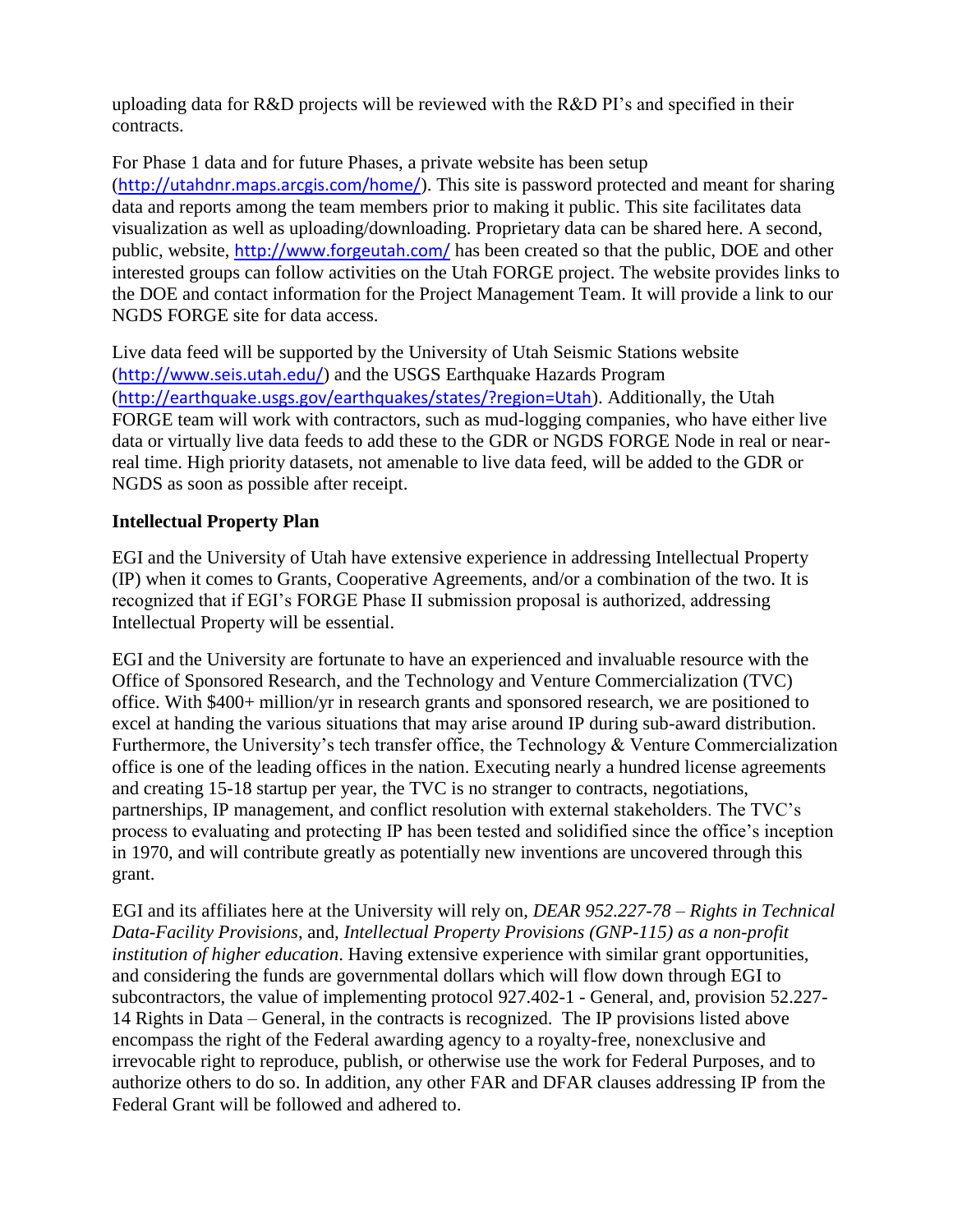uploading data for R&D projects will be reviewed with the R&D PI's and specified in their contracts.

For Phase 1 data and for future Phases, a private website has been setup (http://utahdnr.maps.arcgis.com/home/). This site is password protected and meant for sharing data and reports among the team members prior to making it public. This site facilitates data visualization as well as uploading/downloading. Proprietary data can be shared here. A second, public, website, http://www.forgeutah.com/ has been created so that the public, DOE and other interested groups can follow activities on the Utah FORGE project. The website provides links to the DOE and contact information for the Project Management Team. It will provide a link to our NGDS FORGE site for data access.

Live data feed will be supported by the University of Utah Seismic Stations website (http://www.seis.utah.edu/) and the USGS Earthquake Hazards Program (http://earthquake.usgs.gov/earthquakes/states/?region=Utah). Additionally, the Utah FORGE team will work with contractors, such as mud-logging companies, who have either live data or virtually live data feeds to add these to the GDR or NGDS FORGE Node in real or near-real time. High priority datasets, not amenable to live data feed, will be added to the GDR or NGDS as soon as possible after receipt.

**Intellectual Property Plan**

EGI and the University of Utah have extensive experience in addressing Intellectual Property (IP) when it comes to Grants, Cooperative Agreements, and/or a combination of the two. It is recognized that if EGI's FORGE Phase II submission proposal is authorized, addressing Intellectual Property will be essential.

EGI and the University are fortunate to have an experienced and invaluable resource with the Office of Sponsored Research, and the Technology and Venture Commercialization (TVC) office. With $400+ million/yr in research grants and sponsored research, we are positioned to excel at handing the various situations that may arise around IP during sub-award distribution. Furthermore, the University's tech transfer office, the Technology & Venture Commercialization office is one of the leading offices in the nation. Executing nearly a hundred license agreements and creating 15-18 startup per year, the TVC is no stranger to contracts, negotiations, partnerships, IP management, and conflict resolution with external stakeholders. The TVC's process to evaluating and protecting IP has been tested and solidified since the office's inception in 1970, and will contribute greatly as potentially new inventions are uncovered through this grant.

EGI and its affiliates here at the University will rely on, *DEAR 952.227-78 – Rights in Technical Data-Facility Provisions*, and, *Intellectual Property Provisions (GNP-115) as a non-profit institution of higher education*. Having extensive experience with similar grant opportunities, and considering the funds are governmental dollars which will flow down through EGI to subcontractors, the value of implementing protocol 927.402-1 - General, and, provision 52.227-14 Rights in Data – General, in the contracts is recognized. The IP provisions listed above encompass the right of the Federal awarding agency to a royalty-free, nonexclusive and irrevocable right to reproduce, publish, or otherwise use the work for Federal Purposes, and to authorize others to do so. In addition, any other FAR and DFAR clauses addressing IP from the Federal Grant will be followed and adhered to.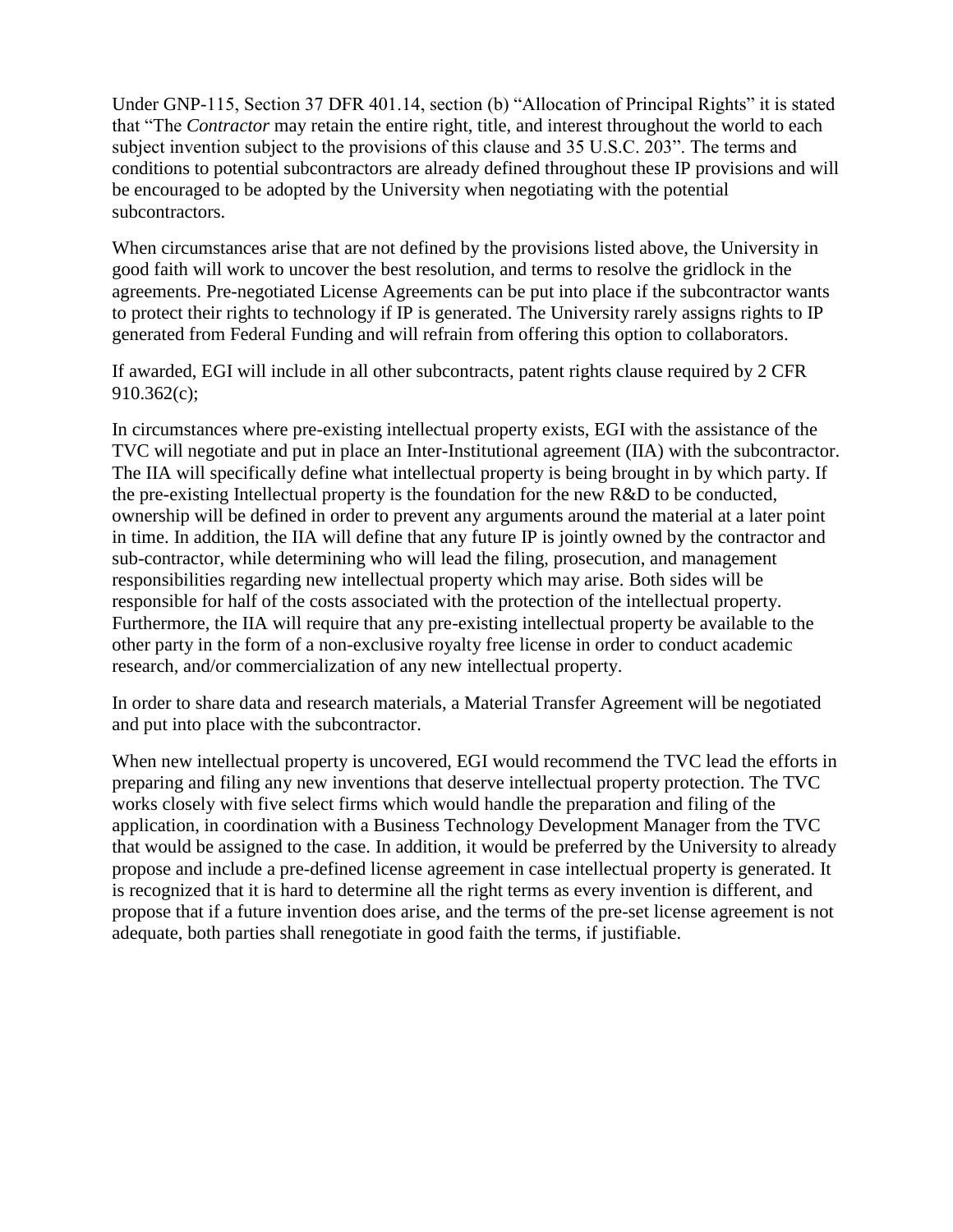Under GNP-115, Section 37 DFR 401.14, section (b) “Allocation of Principal Rights” it is stated that “The *Contractor* may retain the entire right, title, and interest throughout the world to each subject invention subject to the provisions of this clause and 35 U.S.C. 203”. The terms and conditions to potential subcontractors are already defined throughout these IP provisions and will be encouraged to be adopted by the University when negotiating with the potential subcontractors.

When circumstances arise that are not defined by the provisions listed above, the University in good faith will work to uncover the best resolution, and terms to resolve the gridlock in the agreements. Pre-negotiated License Agreements can be put into place if the subcontractor wants to protect their rights to technology if IP is generated. The University rarely assigns rights to IP generated from Federal Funding and will refrain from offering this option to collaborators.

If awarded, EGI will include in all other subcontracts, patent rights clause required by 2 CFR 910.362(c);

In circumstances where pre-existing intellectual property exists, EGI with the assistance of the TVC will negotiate and put in place an Inter-Institutional agreement (IIA) with the subcontractor. The IIA will specifically define what intellectual property is being brought in by which party. If the pre-existing Intellectual property is the foundation for the new R&D to be conducted, ownership will be defined in order to prevent any arguments around the material at a later point in time. In addition, the IIA will define that any future IP is jointly owned by the contractor and sub-contractor, while determining who will lead the filing, prosecution, and management responsibilities regarding new intellectual property which may arise. Both sides will be responsible for half of the costs associated with the protection of the intellectual property. Furthermore, the IIA will require that any pre-existing intellectual property be available to the other party in the form of a non-exclusive royalty free license in order to conduct academic research, and/or commercialization of any new intellectual property.

In order to share data and research materials, a Material Transfer Agreement will be negotiated and put into place with the subcontractor.

When new intellectual property is uncovered, EGI would recommend the TVC lead the efforts in preparing and filing any new inventions that deserve intellectual property protection. The TVC works closely with five select firms which would handle the preparation and filing of the application, in coordination with a Business Technology Development Manager from the TVC that would be assigned to the case. In addition, it would be preferred by the University to already propose and include a pre-defined license agreement in case intellectual property is generated. It is recognized that it is hard to determine all the right terms as every invention is different, and propose that if a future invention does arise, and the terms of the pre-set license agreement is not adequate, both parties shall renegotiate in good faith the terms, if justifiable.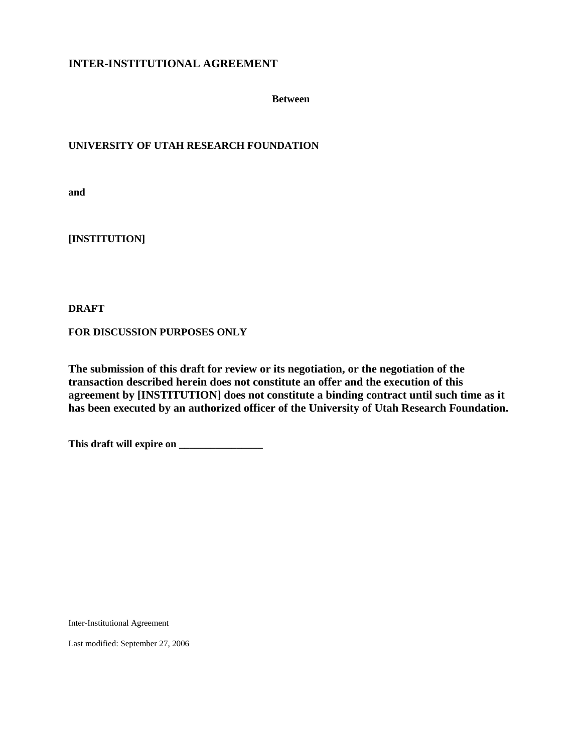# INTER-INSTITUTIONAL AGREEMENT

**Between**

**UNIVERSITY OF UTAH RESEARCH FOUNDATION**

**and**

**[INSTITUTION]**

**DRAFT**

**FOR DISCUSSION PURPOSES ONLY**

**The submission of this draft for review or its negotiation, or the negotiation of the transaction described herein does not constitute an offer and the execution of this agreement by [INSTITUTION] does not constitute a binding contract until such time as it has been executed by an authorized officer of the University of Utah Research Foundation.**

**This draft will expire on ________________**

Inter-Institutional Agreement

Last modified: September 27, 2006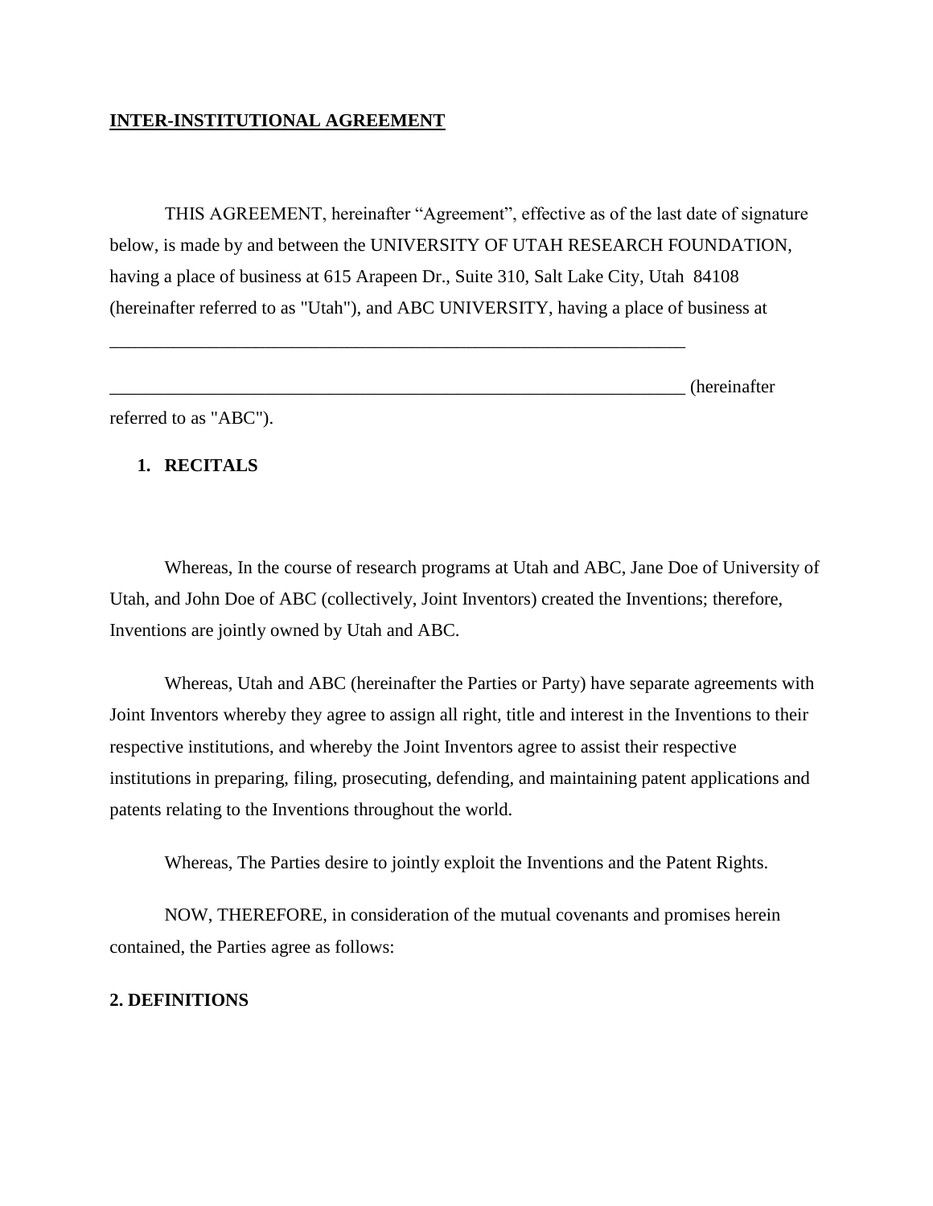**INTER-INSTITUTIONAL AGREEMENT**

THIS AGREEMENT, hereinafter "Agreement", effective as of the last date of signature below, is made by and between the UNIVERSITY OF UTAH RESEARCH FOUNDATION, having a place of business at 615 Arapeen Dr., Suite 310, Salt Lake City, Utah 84108 (hereinafter referred to as "Utah"), and ABC UNIVERSITY, having a place of business at

_________________________________________________________________

_________________________________________________________________ (hereinafter referred to as "ABC").

## 1. RECITALS

Whereas, In the course of research programs at Utah and ABC, Jane Doe of University of Utah, and John Doe of ABC (collectively, Joint Inventors) created the Inventions; therefore, Inventions are jointly owned by Utah and ABC.

Whereas, Utah and ABC (hereinafter the Parties or Party) have separate agreements with Joint Inventors whereby they agree to assign all right, title and interest in the Inventions to their respective institutions, and whereby the Joint Inventors agree to assist their respective institutions in preparing, filing, prosecuting, defending, and maintaining patent applications and patents relating to the Inventions throughout the world.

Whereas, The Parties desire to jointly exploit the Inventions and the Patent Rights.

NOW, THEREFORE, in consideration of the mutual covenants and promises herein contained, the Parties agree as follows:

## 2. DEFINITIONS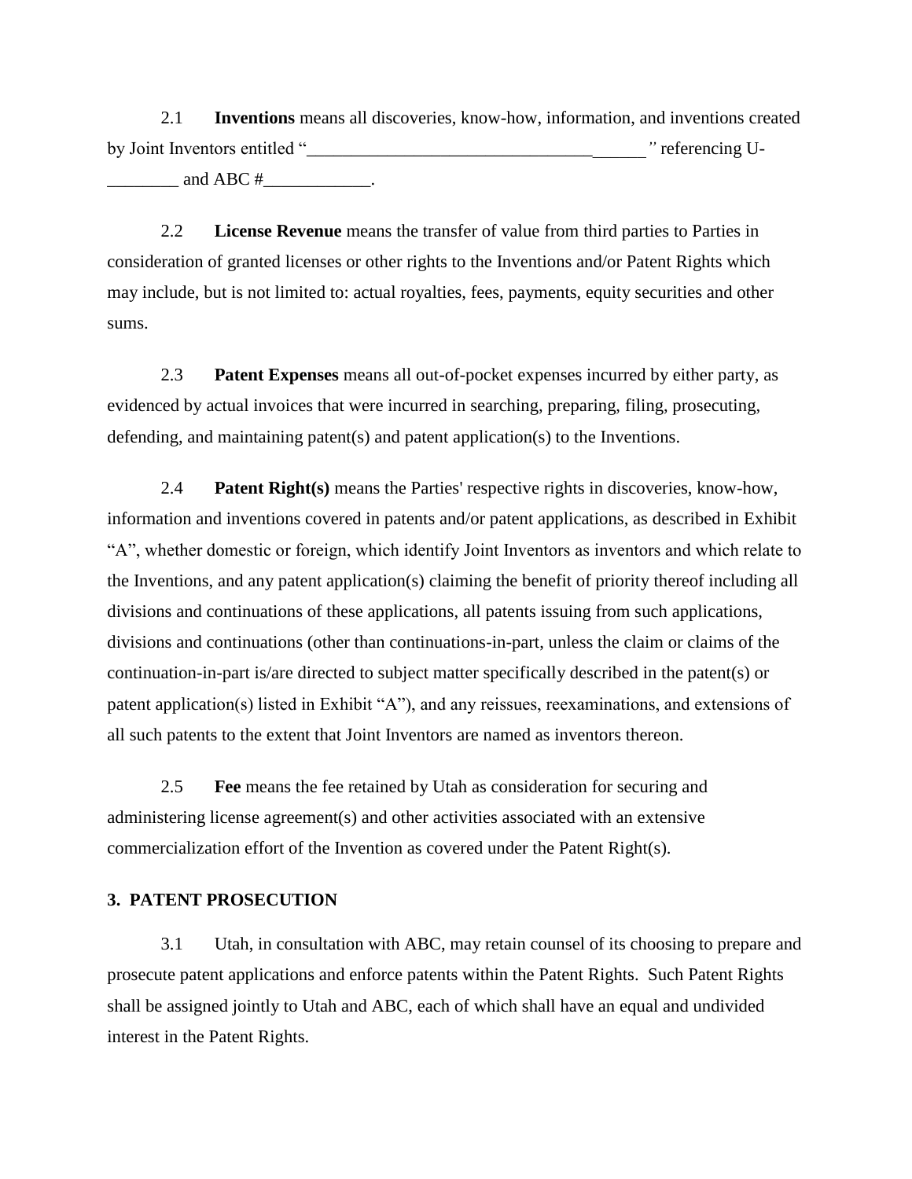2.1 **Inventions** means all discoveries, know-how, information, and inventions created by Joint Inventors entitled "______________________________________" referencing U-________ and ABC #____________.

2.2 **License Revenue** means the transfer of value from third parties to Parties in consideration of granted licenses or other rights to the Inventions and/or Patent Rights which may include, but is not limited to: actual royalties, fees, payments, equity securities and other sums.

2.3 **Patent Expenses** means all out-of-pocket expenses incurred by either party, as evidenced by actual invoices that were incurred in searching, preparing, filing, prosecuting, defending, and maintaining patent(s) and patent application(s) to the Inventions.

2.4 **Patent Right(s)** means the Parties' respective rights in discoveries, know-how, information and inventions covered in patents and/or patent applications, as described in Exhibit "A", whether domestic or foreign, which identify Joint Inventors as inventors and which relate to the Inventions, and any patent application(s) claiming the benefit of priority thereof including all divisions and continuations of these applications, all patents issuing from such applications, divisions and continuations (other than continuations-in-part, unless the claim or claims of the continuation-in-part is/are directed to subject matter specifically described in the patent(s) or patent application(s) listed in Exhibit "A"), and any reissues, reexaminations, and extensions of all such patents to the extent that Joint Inventors are named as inventors thereon.

2.5 **Fee** means the fee retained by Utah as consideration for securing and administering license agreement(s) and other activities associated with an extensive commercialization effort of the Invention as covered under the Patent Right(s).

## 3. PATENT PROSECUTION

3.1 Utah, in consultation with ABC, may retain counsel of its choosing to prepare and prosecute patent applications and enforce patents within the Patent Rights. Such Patent Rights shall be assigned jointly to Utah and ABC, each of which shall have an equal and undivided interest in the Patent Rights.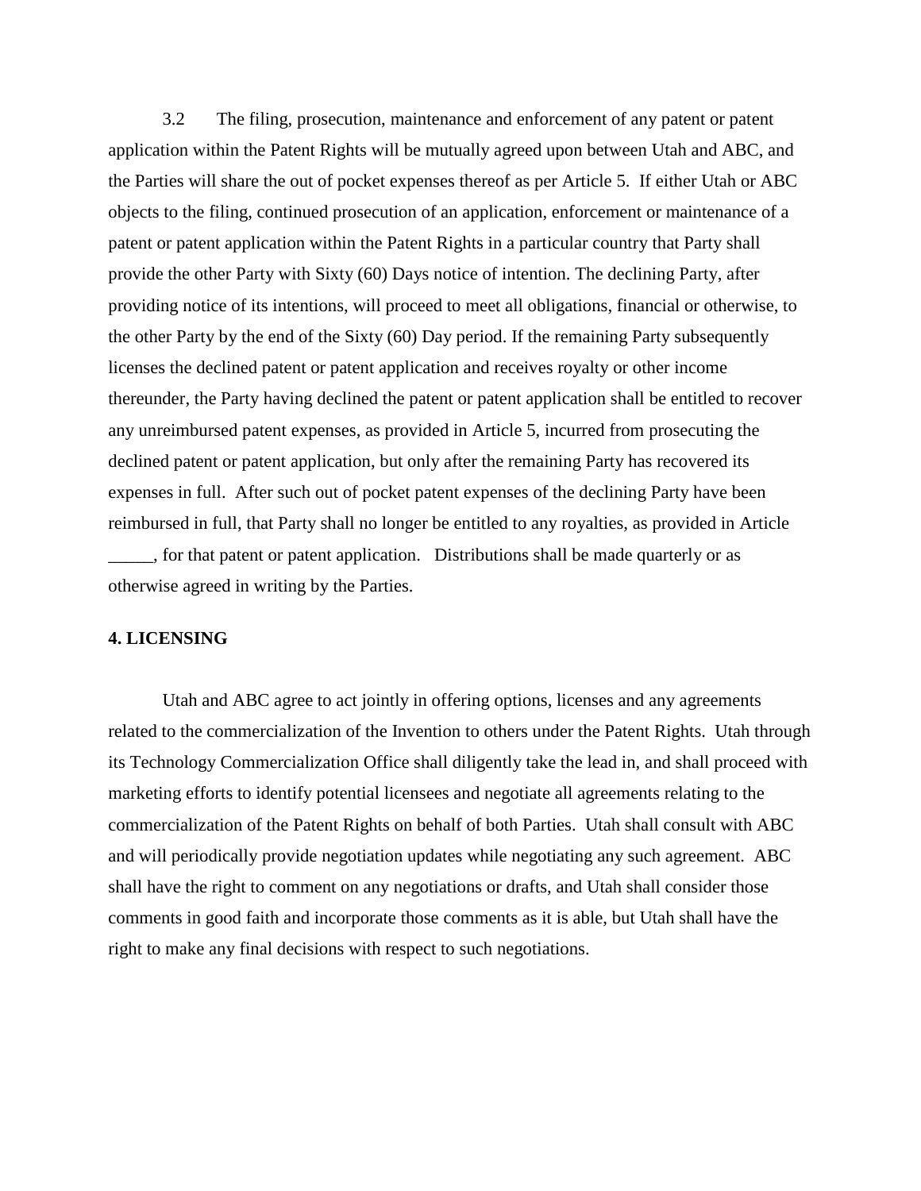3.2 The filing, prosecution, maintenance and enforcement of any patent or patent application within the Patent Rights will be mutually agreed upon between Utah and ABC, and the Parties will share the out of pocket expenses thereof as per Article 5. If either Utah or ABC objects to the filing, continued prosecution of an application, enforcement or maintenance of a patent or patent application within the Patent Rights in a particular country that Party shall provide the other Party with Sixty (60) Days notice of intention. The declining Party, after providing notice of its intentions, will proceed to meet all obligations, financial or otherwise, to the other Party by the end of the Sixty (60) Day period. If the remaining Party subsequently licenses the declined patent or patent application and receives royalty or other income thereunder, the Party having declined the patent or patent application shall be entitled to recover any unreimbursed patent expenses, as provided in Article 5, incurred from prosecuting the declined patent or patent application, but only after the remaining Party has recovered its expenses in full. After such out of pocket patent expenses of the declining Party have been reimbursed in full, that Party shall no longer be entitled to any royalties, as provided in Article _____, for that patent or patent application. Distributions shall be made quarterly or as otherwise agreed in writing by the Parties.

**4. LICENSING**

Utah and ABC agree to act jointly in offering options, licenses and any agreements related to the commercialization of the Invention to others under the Patent Rights. Utah through its Technology Commercialization Office shall diligently take the lead in, and shall proceed with marketing efforts to identify potential licensees and negotiate all agreements relating to the commercialization of the Patent Rights on behalf of both Parties. Utah shall consult with ABC and will periodically provide negotiation updates while negotiating any such agreement. ABC shall have the right to comment on any negotiations or drafts, and Utah shall consider those comments in good faith and incorporate those comments as it is able, but Utah shall have the right to make any final decisions with respect to such negotiations.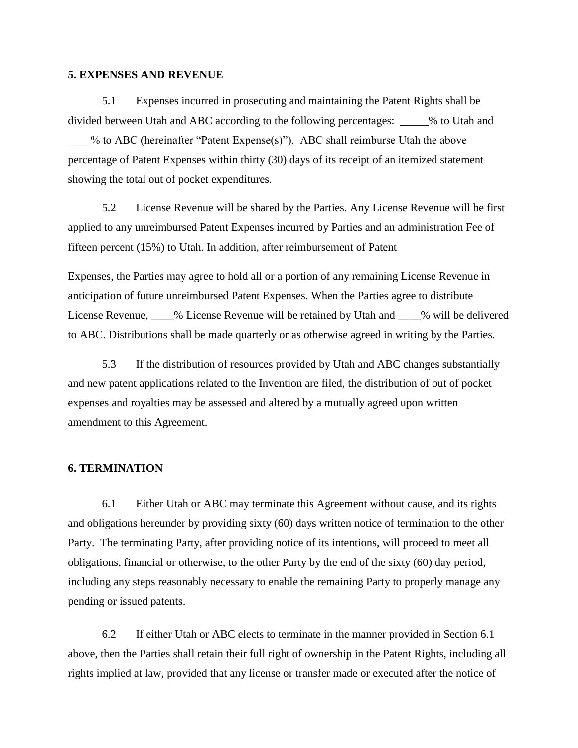**5. EXPENSES AND REVENUE**

5.1 Expenses incurred in prosecuting and maintaining the Patent Rights shall be divided between Utah and ABC according to the following percentages: _____% to Utah and ____% to ABC (hereinafter "Patent Expense(s)"). ABC shall reimburse Utah the above percentage of Patent Expenses within thirty (30) days of its receipt of an itemized statement showing the total out of pocket expenditures.

5.2 License Revenue will be shared by the Parties. Any License Revenue will be first applied to any unreimbursed Patent Expenses incurred by Parties and an administration Fee of fifteen percent (15%) to Utah. In addition, after reimbursement of Patent Expenses, the Parties may agree to hold all or a portion of any remaining License Revenue in anticipation of future unreimbursed Patent Expenses. When the Parties agree to distribute License Revenue, ____% License Revenue will be retained by Utah and ____% will be delivered to ABC. Distributions shall be made quarterly or as otherwise agreed in writing by the Parties.

5.3 If the distribution of resources provided by Utah and ABC changes substantially and new patent applications related to the Invention are filed, the distribution of out of pocket expenses and royalties may be assessed and altered by a mutually agreed upon written amendment to this Agreement.

**6. TERMINATION**

6.1 Either Utah or ABC may terminate this Agreement without cause, and its rights and obligations hereunder by providing sixty (60) days written notice of termination to the other Party. The terminating Party, after providing notice of its intentions, will proceed to meet all obligations, financial or otherwise, to the other Party by the end of the sixty (60) day period, including any steps reasonably necessary to enable the remaining Party to properly manage any pending or issued patents.

6.2 If either Utah or ABC elects to terminate in the manner provided in Section 6.1 above, then the Parties shall retain their full right of ownership in the Patent Rights, including all rights implied at law, provided that any license or transfer made or executed after the notice of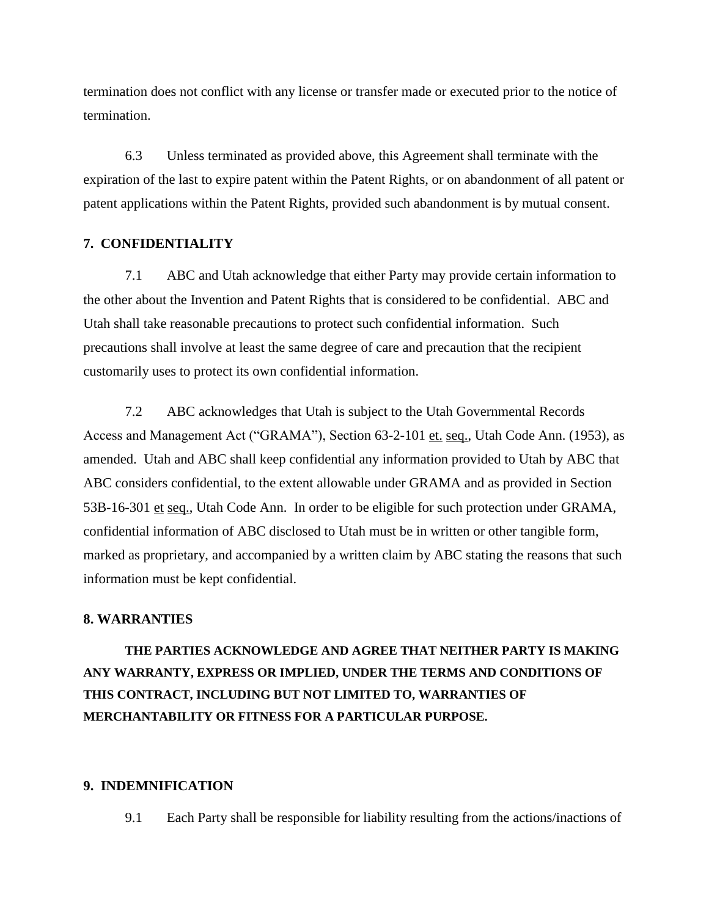termination does not conflict with any license or transfer made or executed prior to the notice of termination.

6.3 Unless terminated as provided above, this Agreement shall terminate with the expiration of the last to expire patent within the Patent Rights, or on abandonment of all patent or patent applications within the Patent Rights, provided such abandonment is by mutual consent.

**7. CONFIDENTIALITY**

7.1 ABC and Utah acknowledge that either Party may provide certain information to the other about the Invention and Patent Rights that is considered to be confidential. ABC and Utah shall take reasonable precautions to protect such confidential information. Such precautions shall involve at least the same degree of care and precaution that the recipient customarily uses to protect its own confidential information.

7.2 ABC acknowledges that Utah is subject to the Utah Governmental Records Access and Management Act ("GRAMA"), Section 63-2-101 et. seq., Utah Code Ann. (1953), as amended. Utah and ABC shall keep confidential any information provided to Utah by ABC that ABC considers confidential, to the extent allowable under GRAMA and as provided in Section 53B-16-301 et seq., Utah Code Ann. In order to be eligible for such protection under GRAMA, confidential information of ABC disclosed to Utah must be in written or other tangible form, marked as proprietary, and accompanied by a written claim by ABC stating the reasons that such information must be kept confidential.

**8. WARRANTIES**

**THE PARTIES ACKNOWLEDGE AND AGREE THAT NEITHER PARTY IS MAKING ANY WARRANTY, EXPRESS OR IMPLIED, UNDER THE TERMS AND CONDITIONS OF THIS CONTRACT, INCLUDING BUT NOT LIMITED TO, WARRANTIES OF MERCHANTABILITY OR FITNESS FOR A PARTICULAR PURPOSE.**

**9. INDEMNIFICATION**

9.1 Each Party shall be responsible for liability resulting from the actions/inactions of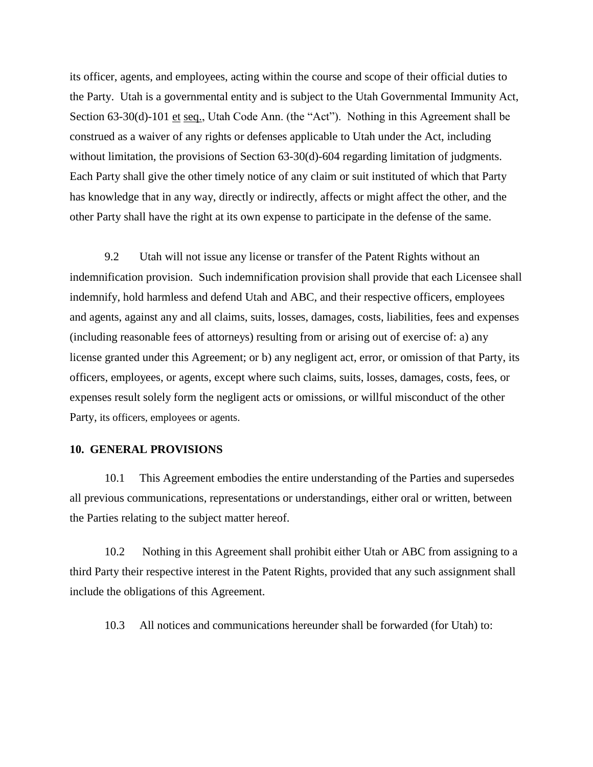its officer, agents, and employees, acting within the course and scope of their official duties to the Party. Utah is a governmental entity and is subject to the Utah Governmental Immunity Act, Section 63-30(d)-101 et seq., Utah Code Ann. (the "Act"). Nothing in this Agreement shall be construed as a waiver of any rights or defenses applicable to Utah under the Act, including without limitation, the provisions of Section 63-30(d)-604 regarding limitation of judgments. Each Party shall give the other timely notice of any claim or suit instituted of which that Party has knowledge that in any way, directly or indirectly, affects or might affect the other, and the other Party shall have the right at its own expense to participate in the defense of the same.

9.2 Utah will not issue any license or transfer of the Patent Rights without an indemnification provision. Such indemnification provision shall provide that each Licensee shall indemnify, hold harmless and defend Utah and ABC, and their respective officers, employees and agents, against any and all claims, suits, losses, damages, costs, liabilities, fees and expenses (including reasonable fees of attorneys) resulting from or arising out of exercise of: a) any license granted under this Agreement; or b) any negligent act, error, or omission of that Party, its officers, employees, or agents, except where such claims, suits, losses, damages, costs, fees, or expenses result solely form the negligent acts or omissions, or willful misconduct of the other Party, its officers, employees or agents.

**10. GENERAL PROVISIONS**

10.1 This Agreement embodies the entire understanding of the Parties and supersedes all previous communications, representations or understandings, either oral or written, between the Parties relating to the subject matter hereof.

10.2 Nothing in this Agreement shall prohibit either Utah or ABC from assigning to a third Party their respective interest in the Patent Rights, provided that any such assignment shall include the obligations of this Agreement.

10.3 All notices and communications hereunder shall be forwarded (for Utah) to: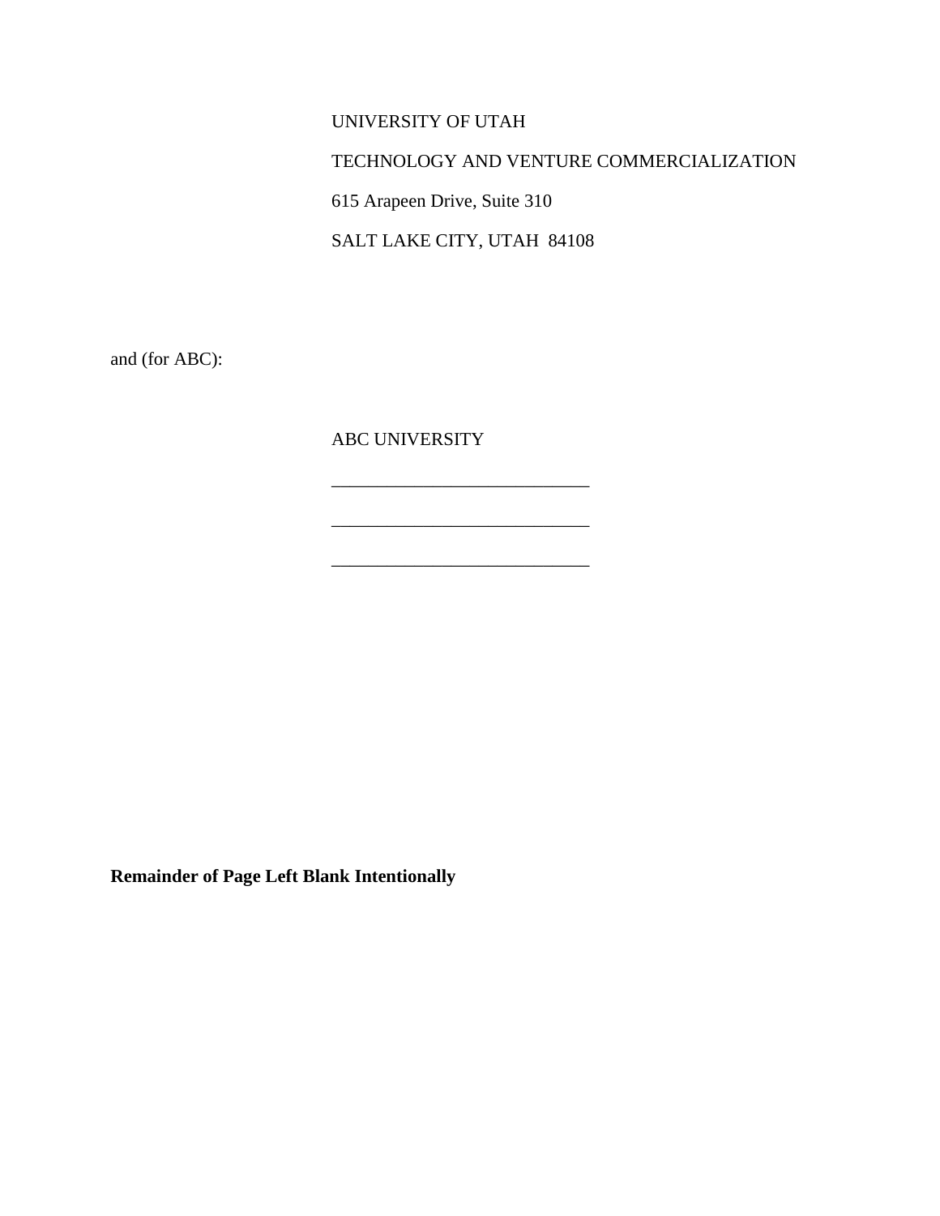UNIVERSITY OF UTAH

TECHNOLOGY AND VENTURE COMMERCIALIZATION

615 Arapeen Drive, Suite 310

SALT LAKE CITY, UTAH  84108

and (for ABC):

ABC UNIVERSITY

____________________________

____________________________

____________________________

**Remainder of Page Left Blank Intentionally**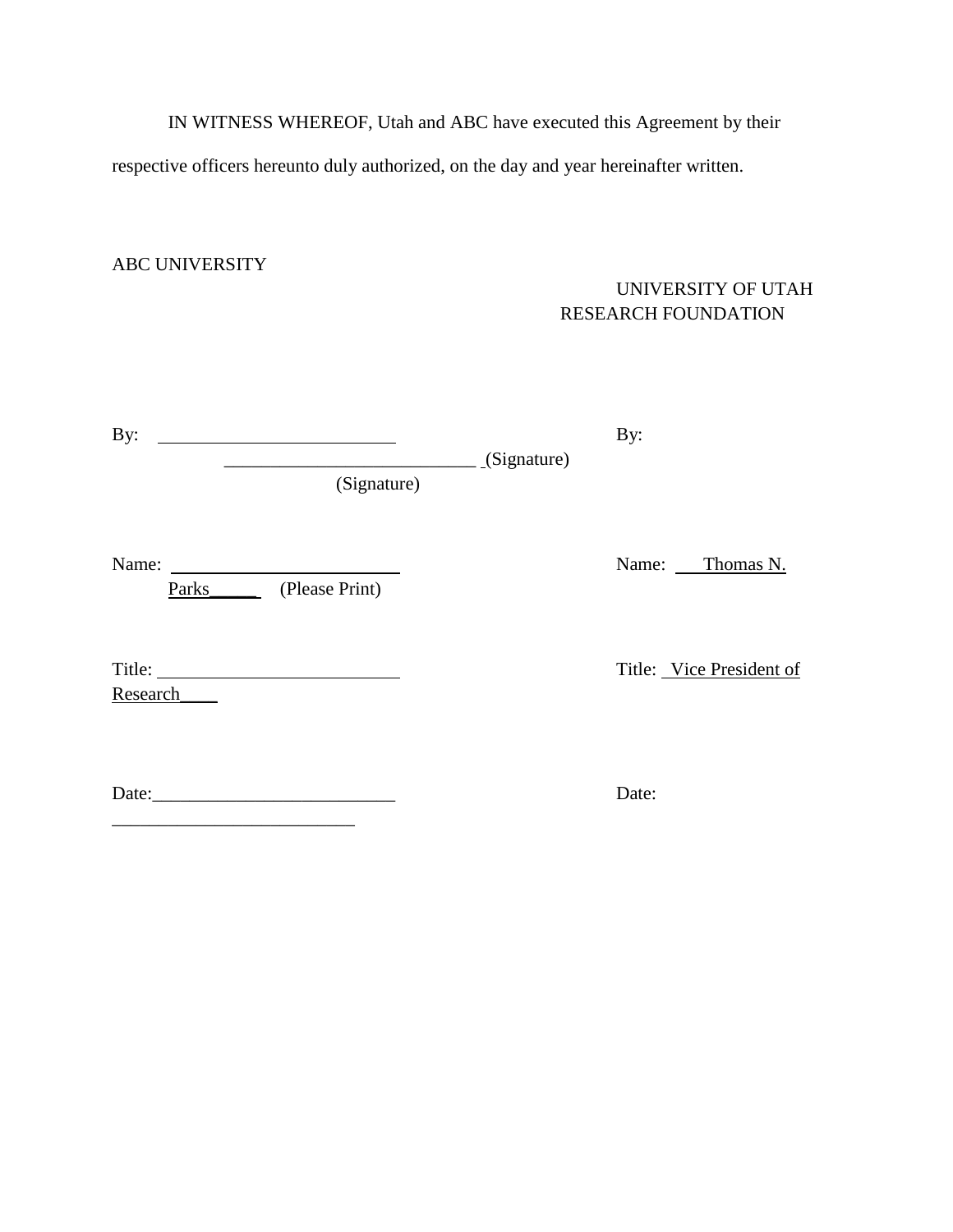IN WITNESS WHEREOF, Utah and ABC have executed this Agreement by their respective officers hereunto duly authorized, on the day and year hereinafter written.

ABC UNIVERSITY

UNIVERSITY OF UTAH RESEARCH FOUNDATION

By: ___________________________ (Signature)

By: ___________________________ (Signature)

Name: ___________________________ (Please Print)

Name: Thomas N. Parks

Title: ___________________________

Title: Vice President of Research

Date: ___________________________

Date: ___________________________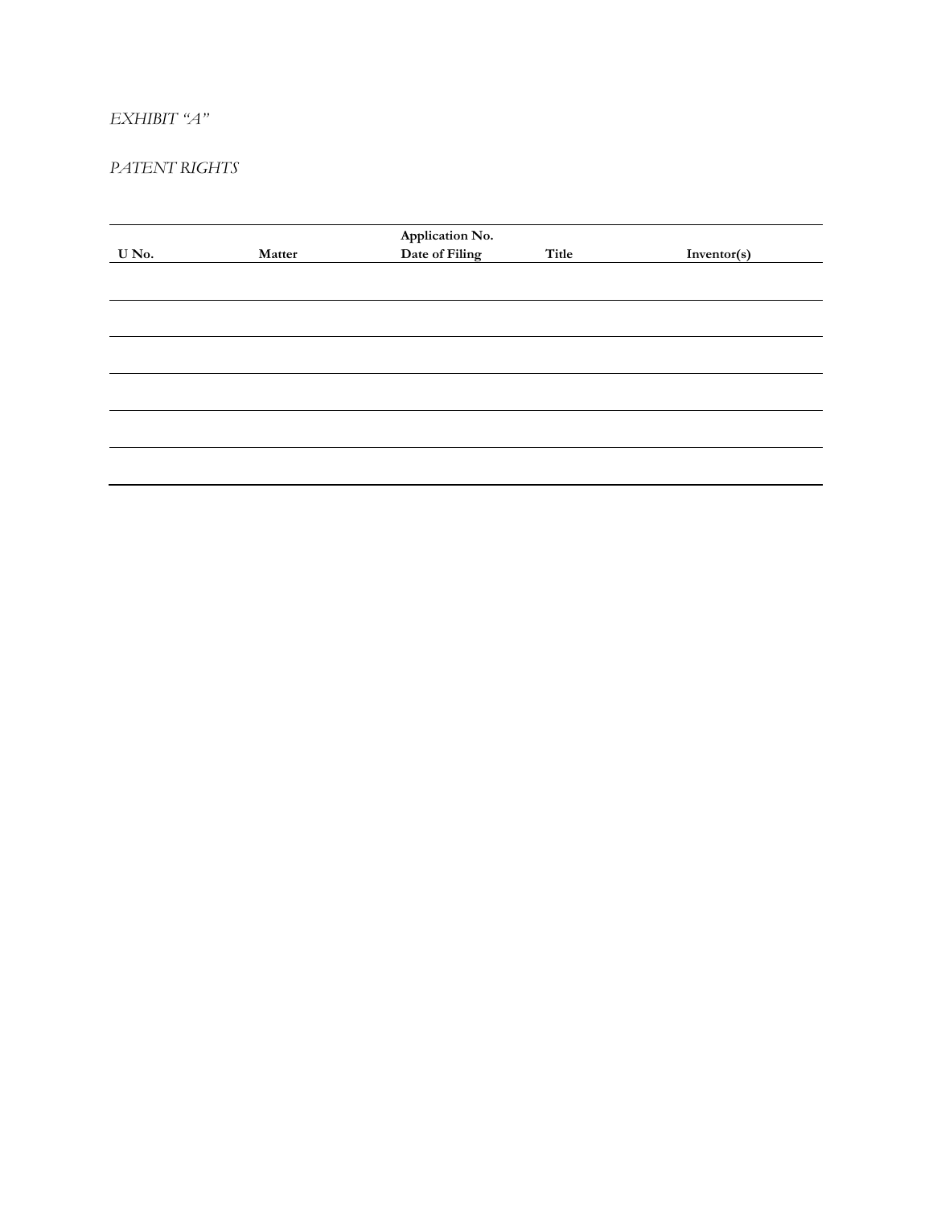*EXHIBIT "A"*

*PATENT RIGHTS*

| U No. | Matter | Application No.<br>Date of Filing | Title | Inventor(s) |
|---|---|---|---|---|
| | | | | |
| | | | | |
| | | | | |
| | | | | |
| | | | | |
| | | | | |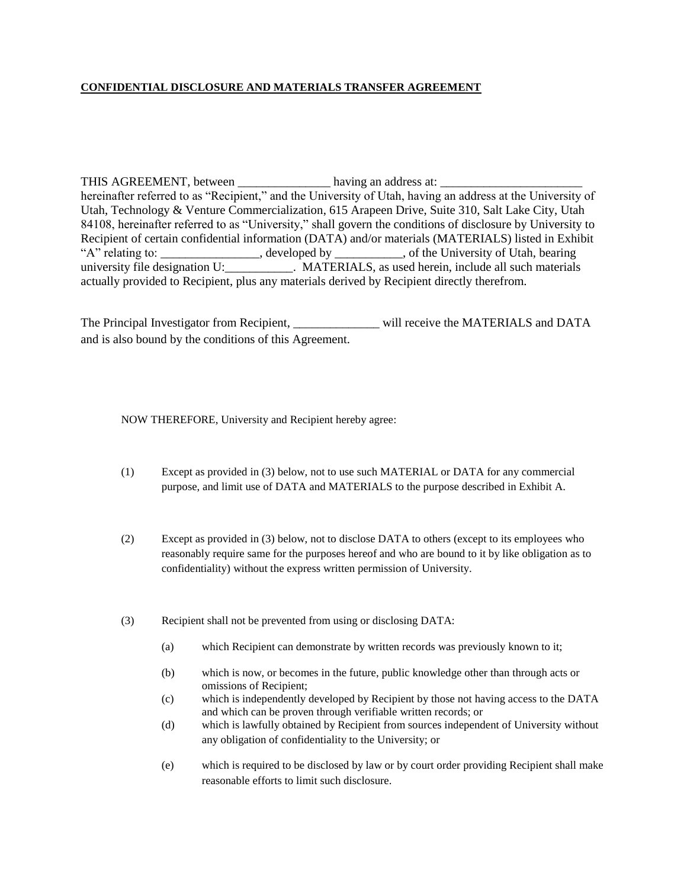**CONFIDENTIAL DISCLOSURE AND MATERIALS TRANSFER AGREEMENT**

THIS AGREEMENT, between _______________ having an address at: _______________________ hereinafter referred to as "Recipient," and the University of Utah, having an address at the University of Utah, Technology & Venture Commercialization, 615 Arapeen Drive, Suite 310, Salt Lake City, Utah 84108, hereinafter referred to as "University," shall govern the conditions of disclosure by University to Recipient of certain confidential information (DATA) and/or materials (MATERIALS) listed in Exhibit "A" relating to: ________________, developed by ___________, of the University of Utah, bearing university file designation U:___________. MATERIALS, as used herein, include all such materials actually provided to Recipient, plus any materials derived by Recipient directly therefrom.

The Principal Investigator from Recipient, ______________ will receive the MATERIALS and DATA and is also bound by the conditions of this Agreement.

NOW THEREFORE, University and Recipient hereby agree:

(1) Except as provided in (3) below, not to use such MATERIAL or DATA for any commercial purpose, and limit use of DATA and MATERIALS to the purpose described in Exhibit A.

(2) Except as provided in (3) below, not to disclose DATA to others (except to its employees who reasonably require same for the purposes hereof and who are bound to it by like obligation as to confidentiality) without the express written permission of University.

(3) Recipient shall not be prevented from using or disclosing DATA:

   (a) which Recipient can demonstrate by written records was previously known to it;

   (b) which is now, or becomes in the future, public knowledge other than through acts or omissions of Recipient;

   (c) which is independently developed by Recipient by those not having access to the DATA and which can be proven through verifiable written records; or

   (d) which is lawfully obtained by Recipient from sources independent of University without any obligation of confidentiality to the University; or

   (e) which is required to be disclosed by law or by court order providing Recipient shall make reasonable efforts to limit such disclosure.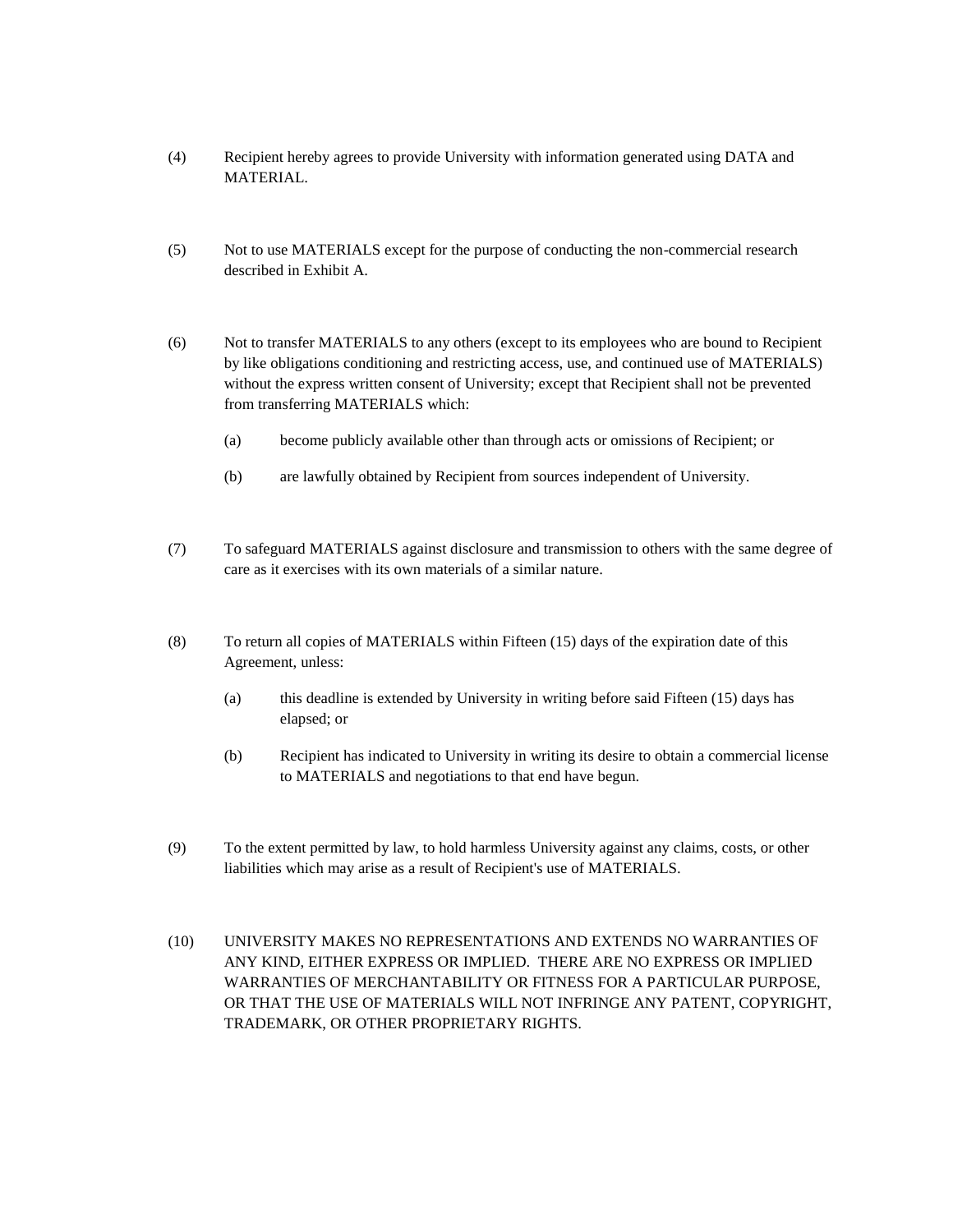(4) Recipient hereby agrees to provide University with information generated using DATA and MATERIAL.

(5) Not to use MATERIALS except for the purpose of conducting the non-commercial research described in Exhibit A.

(6) Not to transfer MATERIALS to any others (except to its employees who are bound to Recipient by like obligations conditioning and restricting access, use, and continued use of MATERIALS) without the express written consent of University; except that Recipient shall not be prevented from transferring MATERIALS which:

   (a) become publicly available other than through acts or omissions of Recipient; or

   (b) are lawfully obtained by Recipient from sources independent of University.

(7) To safeguard MATERIALS against disclosure and transmission to others with the same degree of care as it exercises with its own materials of a similar nature.

(8) To return all copies of MATERIALS within Fifteen (15) days of the expiration date of this Agreement, unless:

   (a) this deadline is extended by University in writing before said Fifteen (15) days has elapsed; or

   (b) Recipient has indicated to University in writing its desire to obtain a commercial license to MATERIALS and negotiations to that end have begun.

(9) To the extent permitted by law, to hold harmless University against any claims, costs, or other liabilities which may arise as a result of Recipient's use of MATERIALS.

(10) UNIVERSITY MAKES NO REPRESENTATIONS AND EXTENDS NO WARRANTIES OF ANY KIND, EITHER EXPRESS OR IMPLIED. THERE ARE NO EXPRESS OR IMPLIED WARRANTIES OF MERCHANTABILITY OR FITNESS FOR A PARTICULAR PURPOSE, OR THAT THE USE OF MATERIALS WILL NOT INFRINGE ANY PATENT, COPYRIGHT, TRADEMARK, OR OTHER PROPRIETARY RIGHTS.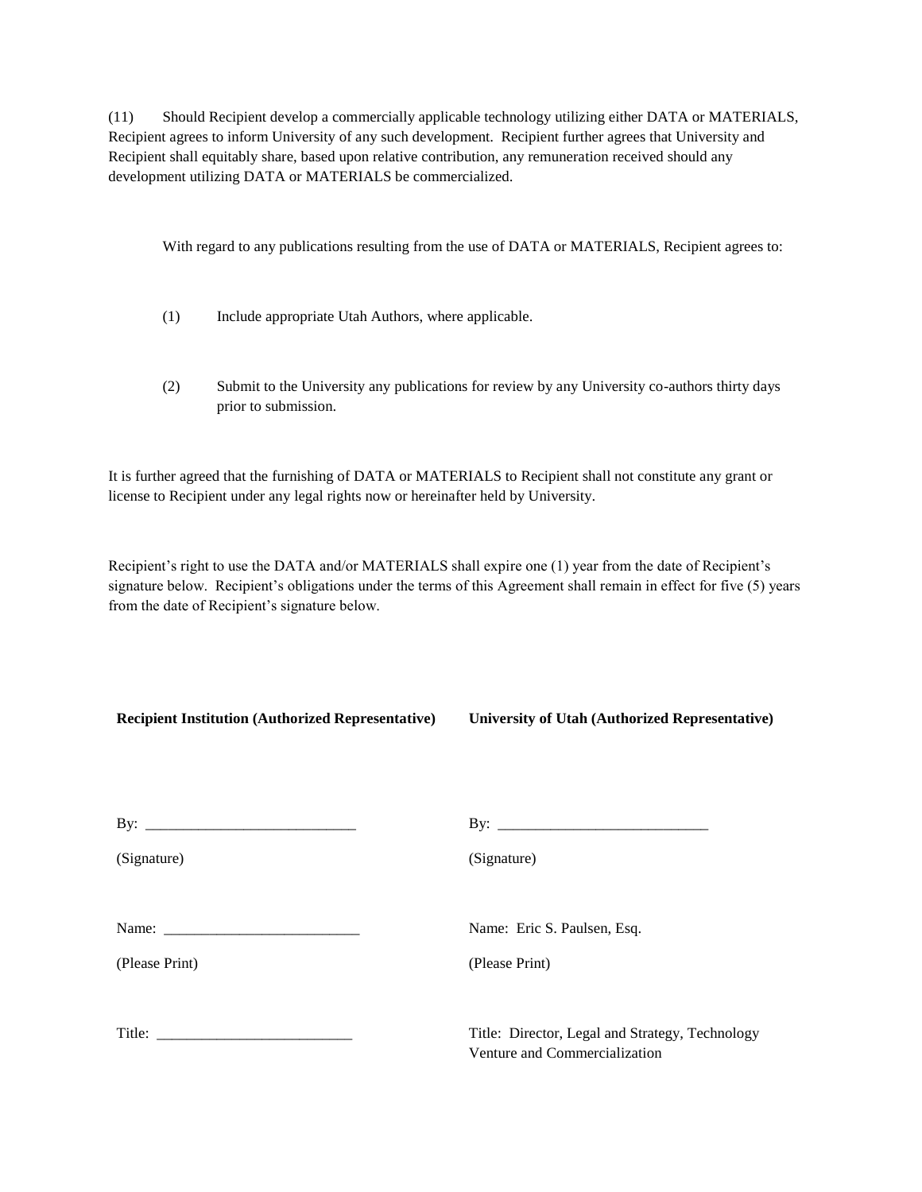(11) Should Recipient develop a commercially applicable technology utilizing either DATA or MATERIALS, Recipient agrees to inform University of any such development. Recipient further agrees that University and Recipient shall equitably share, based upon relative contribution, any remuneration received should any development utilizing DATA or MATERIALS be commercialized.

With regard to any publications resulting from the use of DATA or MATERIALS, Recipient agrees to:

(1) Include appropriate Utah Authors, where applicable.

(2) Submit to the University any publications for review by any University co-authors thirty days prior to submission.

It is further agreed that the furnishing of DATA or MATERIALS to Recipient shall not constitute any grant or license to Recipient under any legal rights now or hereinafter held by University.

Recipient's right to use the DATA and/or MATERIALS shall expire one (1) year from the date of Recipient's signature below. Recipient's obligations under the terms of this Agreement shall remain in effect for five (5) years from the date of Recipient's signature below.

| **Recipient Institution (Authorized Representative)** | **University of Utah (Authorized Representative)** |
|---|---|
| By: ___________________________ | By: ___________________________ |
| (Signature) | (Signature) |
| Name: __________________________ | Name: Eric S. Paulsen, Esq. |
| (Please Print) | (Please Print) |
| Title: __________________________ | Title: Director, Legal and Strategy, Technology Venture and Commercialization |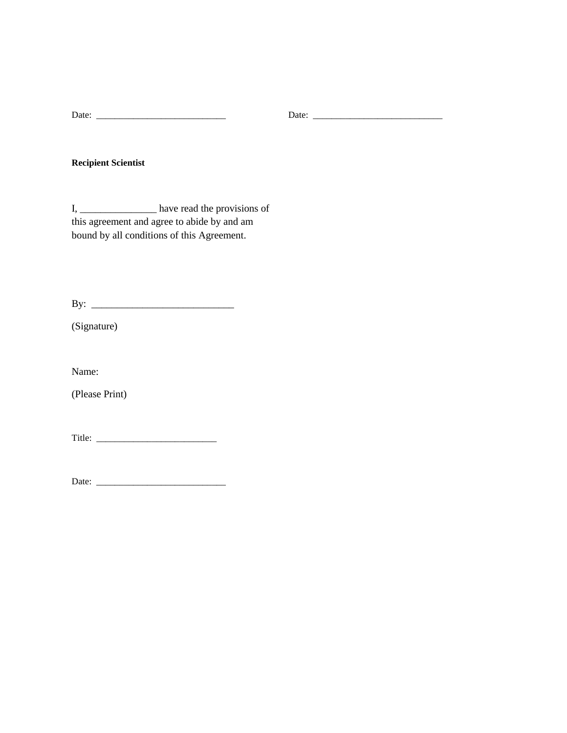Date: ___________________________ Date: ___________________________

**Recipient Scientist**

I, _______________ have read the provisions of this agreement and agree to abide by and am bound by all conditions of this Agreement.

By: ____________________________

(Signature)

Name:

(Please Print)

Title: _________________________

Date: ___________________________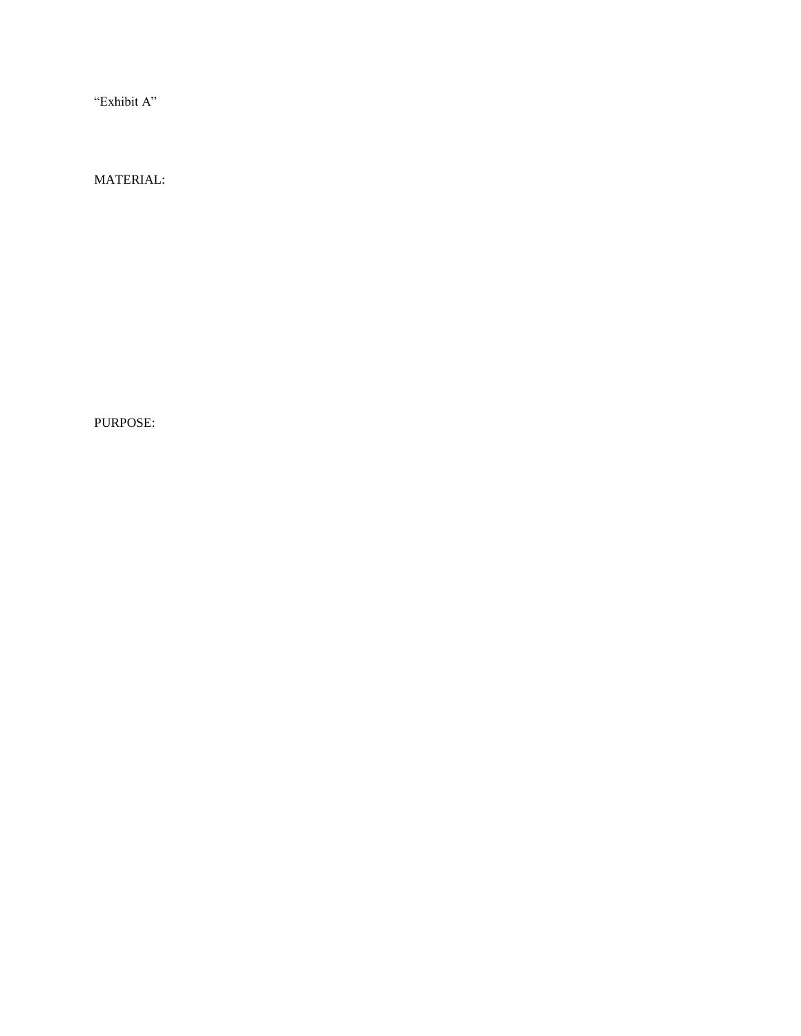"Exhibit A"

MATERIAL:

PURPOSE: